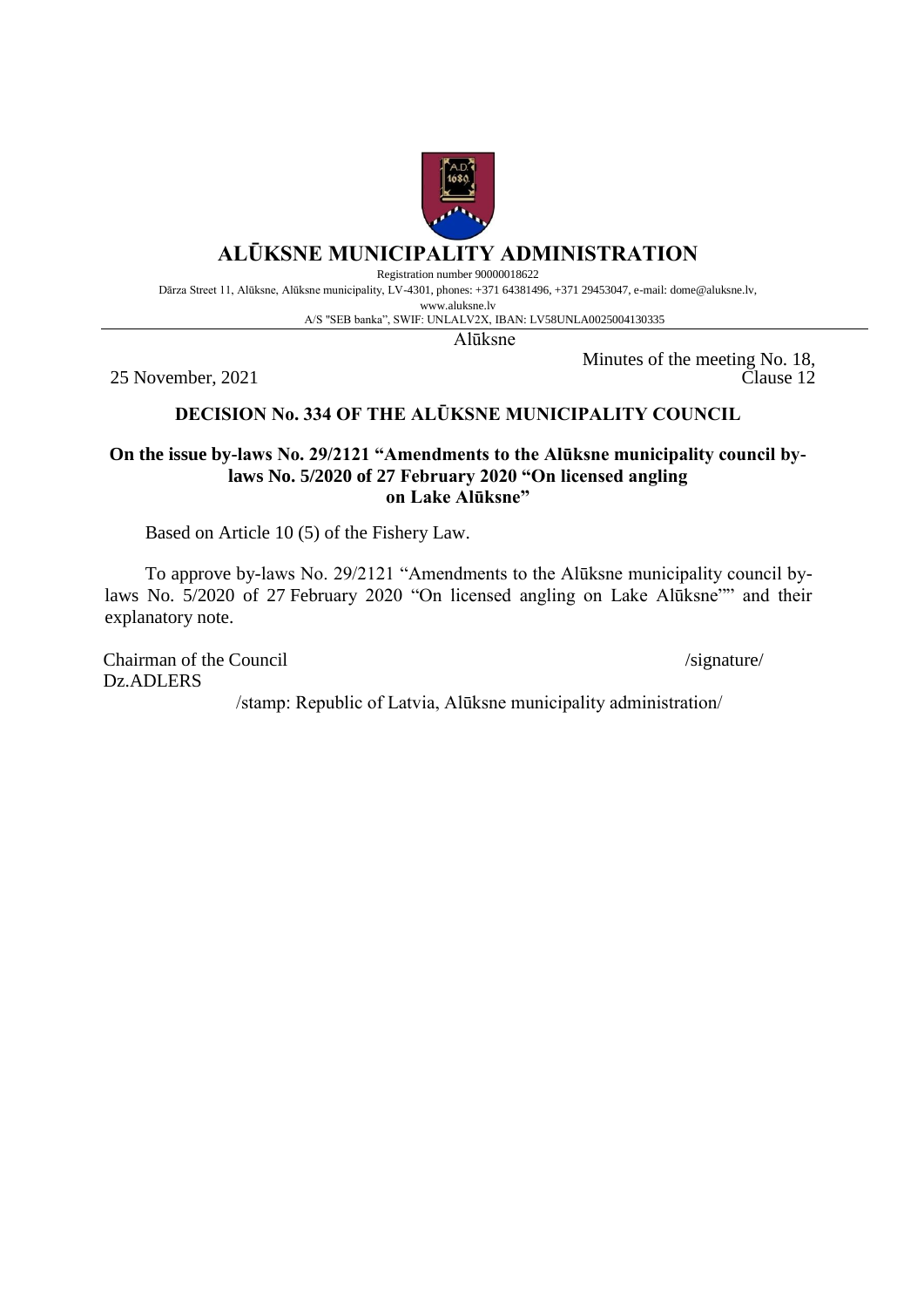# ALŪKSNE MUNICIPALITY ADMINISTRATION

Registration number 90000018622

Dārza Street 11, Alūksne, Alūksne municipality, LV-4301, phones: +371 64381496, +371 29453047, e-mail: dome@aluksne.lv, www.aluksne.lv

A/S "SEB banka", SWIF: UNLALV2X, IBAN: LV58UNLA0025004130335

Alūksne

25 November, 2021

Minutes of the meeting No. 18, Clause 12

## DECISION No. 334 OF THE ALŪKSNE MUNICIPALITY COUNCIL

### On the issue by-laws No. 29/2121 "Amendments to the Alūksne municipality council by-laws No. 5/2020 of 27 February 2020 "On licensed angling on Lake Alūksne"

Based on Article 10 (5) of the Fishery Law.

To approve by-laws No. 29/2121 "Amendments to the Alūksne municipality council by-laws No. 5/2020 of 27 February 2020 "On licensed angling on Lake Alūksne"" and their explanatory note.

Chairman of the Council /signature/

Dz.ADLERS

/stamp: Republic of Latvia, Alūksne municipality administration/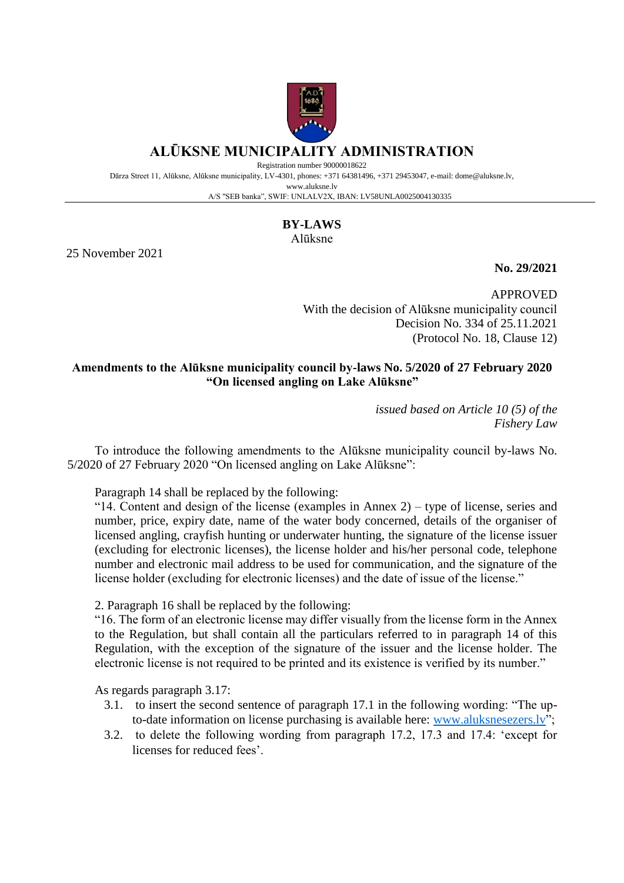# ALŪKSNE MUNICIPALITY ADMINISTRATION

Registration number 90000018622

Dārza Street 11, Alūksne, Alūksne municipality, LV-4301, phones: +371 64381496, +371 29453047, e-mail: dome@aluksne.lv, www.aluksne.lv

A/S "SEB banka", SWIF: UNLALV2X, IBAN: LV58UNLA0025004130335

**BY-LAWS**
Alūksne

25 November 2021

**No. 29/2021**

APPROVED
With the decision of Alūksne municipality council
Decision No. 334 of 25.11.2021
(Protocol No. 18, Clause 12)

**Amendments to the Alūksne municipality council by-laws No. 5/2020 of 27 February 2020 "On licensed angling on Lake Alūksne"**

*issued based on Article 10 (5) of the Fishery Law*

To introduce the following amendments to the Alūksne municipality council by-laws No. 5/2020 of 27 February 2020 "On licensed angling on Lake Alūksne":

Paragraph 14 shall be replaced by the following:
"14. Content and design of the license (examples in Annex 2) – type of license, series and number, price, expiry date, name of the water body concerned, details of the organiser of licensed angling, crayfish hunting or underwater hunting, the signature of the license issuer (excluding for electronic licenses), the license holder and his/her personal code, telephone number and electronic mail address to be used for communication, and the signature of the license holder (excluding for electronic licenses) and the date of issue of the license."

2. Paragraph 16 shall be replaced by the following:
"16. The form of an electronic license may differ visually from the license form in the Annex to the Regulation, but shall contain all the particulars referred to in paragraph 14 of this Regulation, with the exception of the signature of the issuer and the license holder. The electronic license is not required to be printed and its existence is verified by its number."

As regards paragraph 3.17:

3.1. to insert the second sentence of paragraph 17.1 in the following wording: "The up-to-date information on license purchasing is available here: www.aluksnesezers.lv";

3.2. to delete the following wording from paragraph 17.2, 17.3 and 17.4: 'except for licenses for reduced fees'.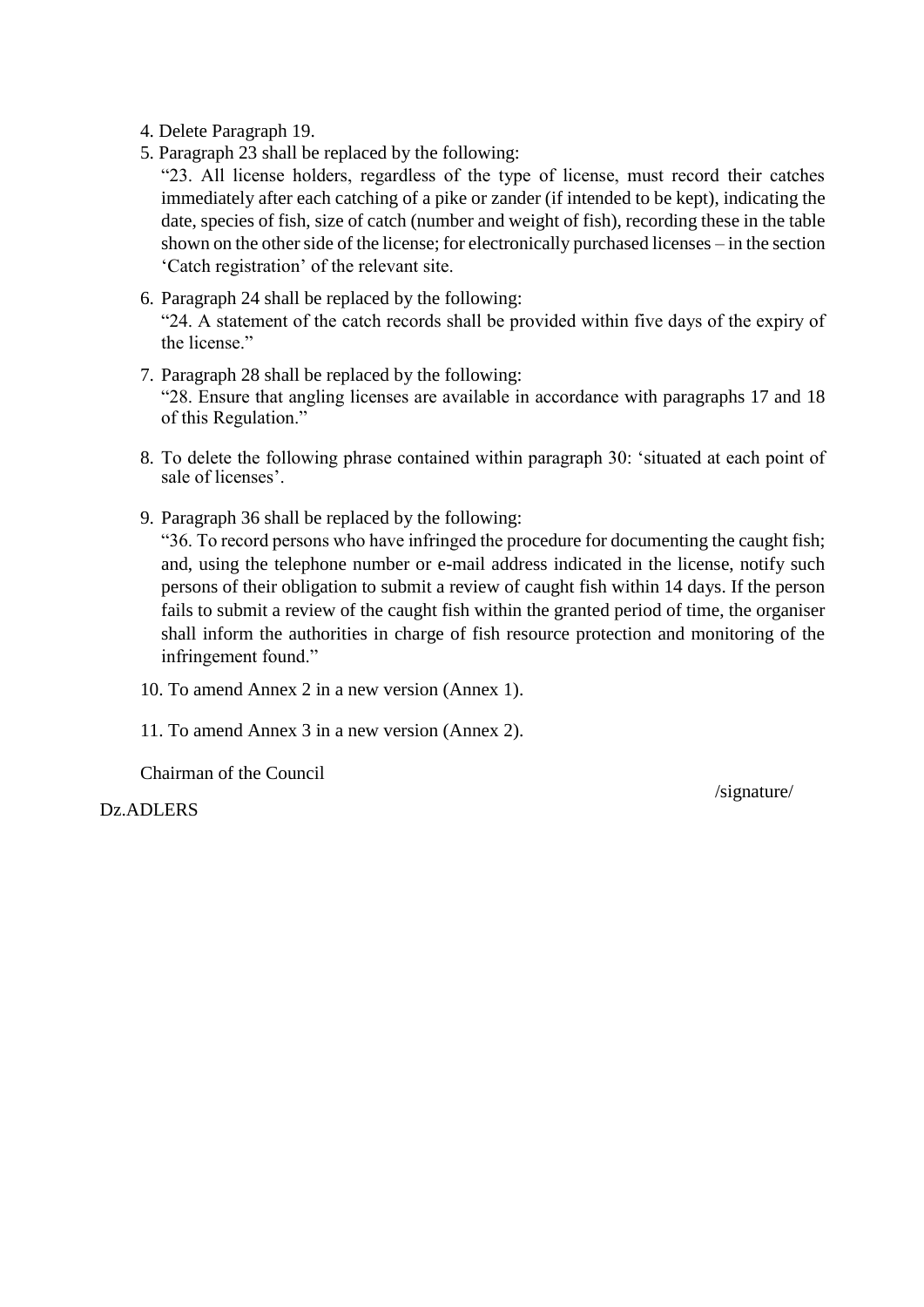4. Delete Paragraph 19.
5. Paragraph 23 shall be replaced by the following:

   "23. All license holders, regardless of the type of license, must record their catches immediately after each catching of a pike or zander (if intended to be kept), indicating the date, species of fish, size of catch (number and weight of fish), recording these in the table shown on the other side of the license; for electronically purchased licenses – in the section 'Catch registration' of the relevant site.

6. Paragraph 24 shall be replaced by the following:

   "24. A statement of the catch records shall be provided within five days of the expiry of the license."

7. Paragraph 28 shall be replaced by the following:

   "28. Ensure that angling licenses are available in accordance with paragraphs 17 and 18 of this Regulation."

8. To delete the following phrase contained within paragraph 30: 'situated at each point of sale of licenses'.

9. Paragraph 36 shall be replaced by the following:

   "36. To record persons who have infringed the procedure for documenting the caught fish; and, using the telephone number or e-mail address indicated in the license, notify such persons of their obligation to submit a review of caught fish within 14 days. If the person fails to submit a review of the caught fish within the granted period of time, the organiser shall inform the authorities in charge of fish resource protection and monitoring of the infringement found."

10. To amend Annex 2 in a new version (Annex 1).

11. To amend Annex 3 in a new version (Annex 2).

Chairman of the Council

/signature/

Dz.ADLERS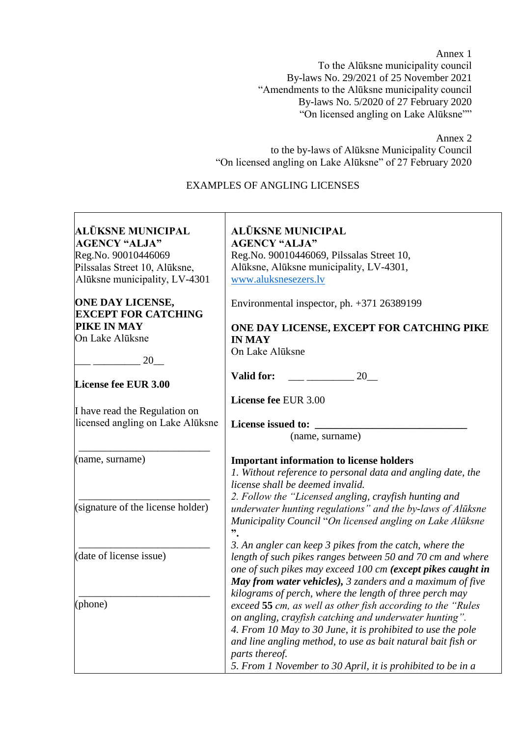Annex 1
To the Alūksne municipality council
By-laws No. 29/2021 of 25 November 2021
"Amendments to the Alūksne municipality council
By-laws No. 5/2020 of 27 February 2020
"On licensed angling on Lake Alūksne""

Annex 2
to the by-laws of Alūksne Municipality Council
"On licensed angling on Lake Alūksne" of 27 February 2020

EXAMPLES OF ANGLING LICENSES

| **ALŪKSNE MUNICIPAL AGENCY "ALJA"**<br>Reg.No. 90010446069<br>Pilssalas Street 10, Alūksne, Alūksne municipality, LV-4301<br><br>**ONE DAY LICENSE, EXCEPT FOR CATCHING PIKE IN MAY**<br>On Lake Alūksne<br><br>___ _________ 20__<br><br>**License fee EUR 3.00**<br><br>I have read the Regulation on licensed angling on Lake Alūksne<br><br>_________________________<br>(name, surname)<br><br>_________________________<br>(signature of the license holder)<br><br>_________________________<br>(date of license issue)<br><br>_________________________<br>(phone) | **ALŪKSNE MUNICIPAL AGENCY "ALJA"**<br>Reg.No. 90010446069, Pilssalas Street 10, Alūksne, Alūksne municipality, LV-4301,<br>www.aluksnesezers.lv<br><br>Environmental inspector, ph. +371 26389199<br><br>**ONE DAY LICENSE, EXCEPT FOR CATCHING PIKE IN MAY**<br>On Lake Alūksne<br><br>**Valid for:** ___ _________ 20__<br><br>**License fee** EUR 3.00<br><br>**License issued to:** ____________________________<br>(name, surname)<br><br>**Important information to license holders**<br>*1. Without reference to personal data and angling date, the license shall be deemed invalid.*<br>*2. Follow the "Licensed angling, crayfish hunting and underwater hunting regulations" and the by-laws of Alūksne Municipality Council "On licensed angling on Lake Alūksne ".*<br>*3. An angler can keep 3 pikes from the catch, where the length of such pikes ranges between 50 and 70 cm and where one of such pikes may exceed 100 cm* ***(except pikes caught in May from water vehicles),*** *3 zanders and a maximum of five kilograms of perch, where the length of three perch may exceed* **55** *cm, as well as other fish according to the "Rules on angling, crayfish catching and underwater hunting".*<br>*4. From 10 May to 30 June, it is prohibited to use the pole and line angling method, to use as bait natural bait fish or parts thereof.*<br>*5. From 1 November to 30 April, it is prohibited to be in a* |
|---|---|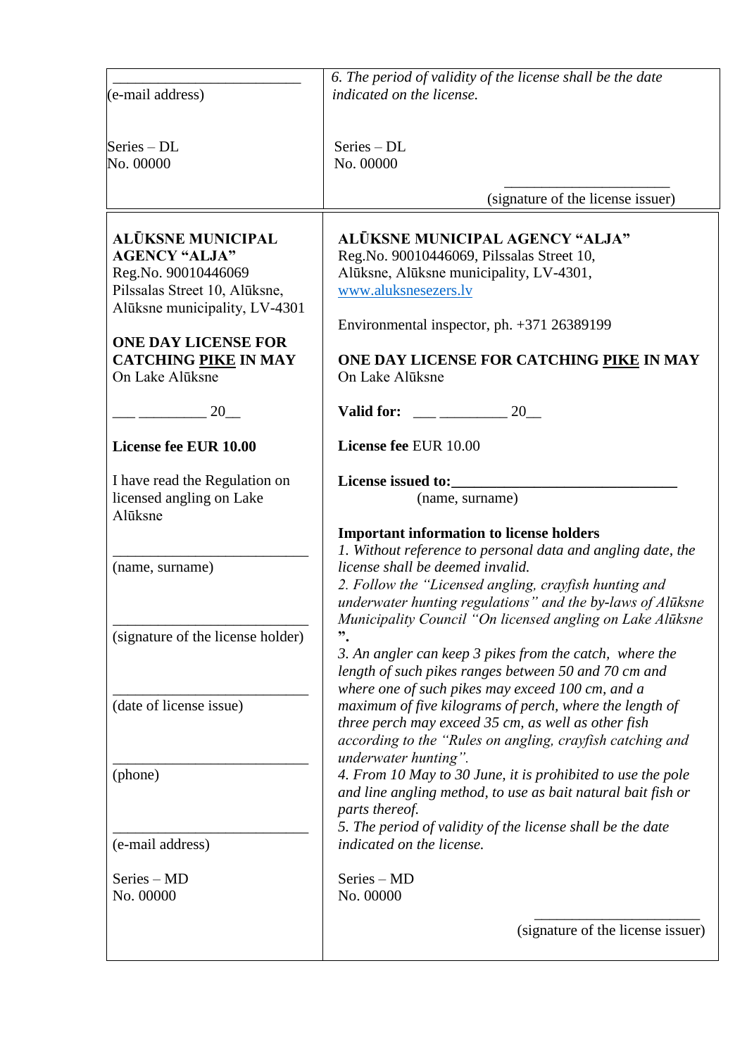| ___________________________ (e-mail address) <br><br> Series – DL <br> No. 00000 | *6. The period of validity of the license shall be the date indicated on the license.* <br><br> Series – DL <br> No. 00000 <br><br> _______________________ (signature of the license issuer) |
|---|---|

| **ALŪKSNE MUNICIPAL AGENCY "ALJA"** <br> Reg.No. 90010446069 <br> Pilssalas Street 10, Alūksne, Alūksne municipality, LV-4301 <br><br> **ONE DAY LICENSE FOR CATCHING <u>PIKE</u> IN MAY** <br> On Lake Alūksne <br><br> ___ _________ 20__ <br><br> **License fee EUR 10.00** <br><br> I have read the Regulation on licensed angling on Lake Alūksne <br><br> ___________________________ (name, surname) <br><br> ___________________________ (signature of the license holder) <br><br> ___________________________ (date of license issue) <br><br> ___________________________ (phone) <br><br> ___________________________ (e-mail address) <br><br> Series – MD <br> No. 00000 | **ALŪKSNE MUNICIPAL AGENCY "ALJA"** <br> Reg.No. 90010446069, Pilssalas Street 10, Alūksne, Alūksne municipality, LV-4301, www.aluksnesezers.lv <br><br> Environmental inspector, ph. +371 26389199 <br><br> **ONE DAY LICENSE FOR CATCHING <u>PIKE</u> IN MAY** <br> On Lake Alūksne <br><br> **Valid for:** ___ _________ 20__ <br><br> **License fee** EUR 10.00 <br><br> **License issued to:______________________________** (name, surname) <br><br> **Important information to license holders** <br> *1. Without reference to personal data and angling date, the license shall be deemed invalid.* <br> *2. Follow the "Licensed angling, crayfish hunting and underwater hunting regulations" and the by-laws of Alūksne Municipality Council "On licensed angling on Lake Alūksne* **".** <br> *3. An angler can keep 3 pikes from the catch, where the length of such pikes ranges between 50 and 70 cm and where one of such pikes may exceed 100 cm, and a maximum of five kilograms of perch, where the length of three perch may exceed 35 cm, as well as other fish according to the "Rules on angling, crayfish catching and underwater hunting".* <br> *4. From 10 May to 30 June, it is prohibited to use the pole and line angling method, to use as bait natural bait fish or parts thereof.* <br> *5. The period of validity of the license shall be the date indicated on the license.* <br><br> Series – MD <br> No. 00000 <br><br> _______________________ (signature of the license issuer) |
|---|---|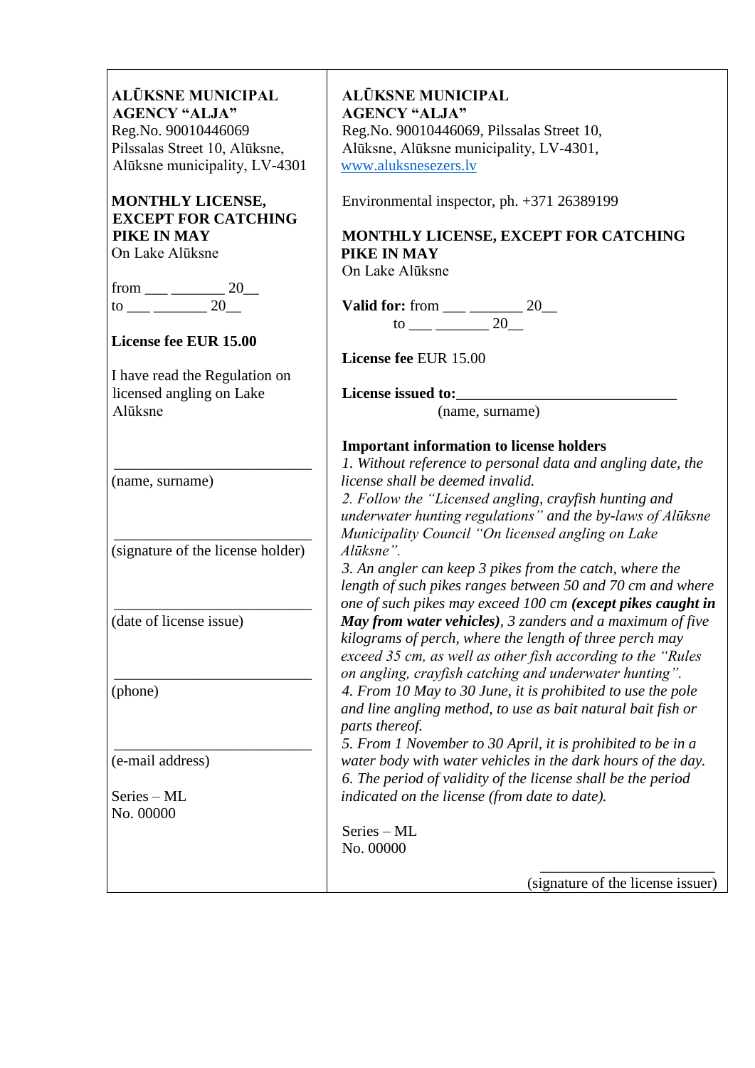**ALŪKSNE MUNICIPAL AGENCY "ALJA"**
Reg.No. 90010446069
Pilssalas Street 10, Alūksne, Alūksne municipality, LV-4301

**MONTHLY LICENSE, EXCEPT FOR CATCHING PIKE IN MAY**
On Lake Alūksne

from ___ _______ 20__
to ___ _______ 20__

**License fee EUR 15.00**

I have read the Regulation on licensed angling on Lake Alūksne

___________________________
(name, surname)

___________________________
(signature of the license holder)

___________________________
(date of license issue)

___________________________
(phone)

___________________________
(e-mail address)

Series – ML
No. 00000

---

**ALŪKSNE MUNICIPAL AGENCY "ALJA"**
Reg.No. 90010446069, Pilssalas Street 10, Alūksne, Alūksne municipality, LV-4301,
www.aluksnesezers.lv

Environmental inspector, ph. +371 26389199

**MONTHLY LICENSE, EXCEPT FOR CATCHING PIKE IN MAY**
On Lake Alūksne

**Valid for:** from ___ _______ 20__
to ___ _______ 20__

**License fee** EUR 15.00

**License issued to:**_____________________________
(name, surname)

**Important information to license holders**

*1. Without reference to personal data and angling date, the license shall be deemed invalid.*
*2. Follow the "Licensed angling, crayfish hunting and underwater hunting regulations" and the by-laws of Alūksne Municipality Council "On licensed angling on Lake Alūksne".*
*3. An angler can keep 3 pikes from the catch, where the length of such pikes ranges between 50 and 70 cm and where one of such pikes may exceed 100 cm **(except pikes caught in May from water vehicles)**, 3 zanders and a maximum of five kilograms of perch, where the length of three perch may exceed 35 cm, as well as other fish according to the "Rules on angling, crayfish catching and underwater hunting".*
*4. From 10 May to 30 June, it is prohibited to use the pole and line angling method, to use as bait natural bait fish or parts thereof.*
*5. From 1 November to 30 April, it is prohibited to be in a water body with water vehicles in the dark hours of the day.*
*6. The period of validity of the license shall be the period indicated on the license (from date to date).*

Series – ML
No. 00000

___________________________
(signature of the license issuer)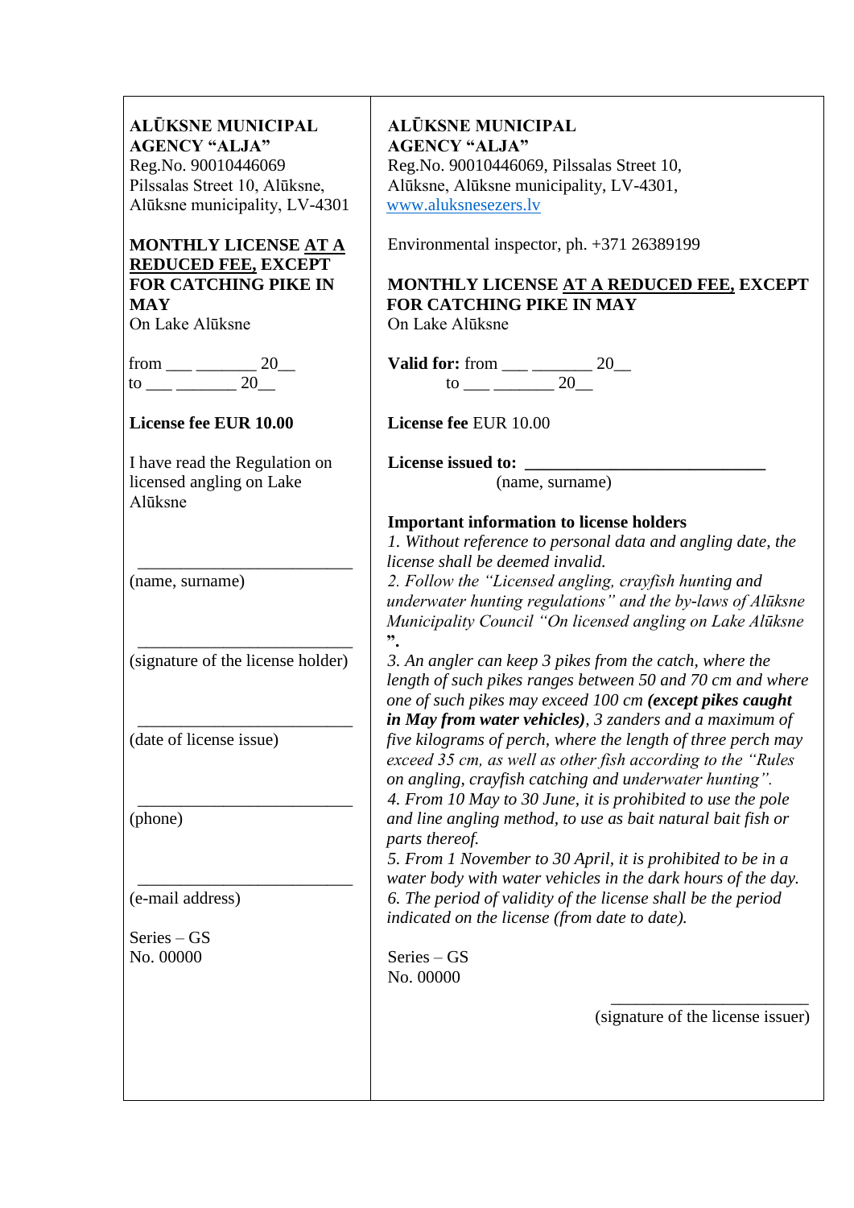**ALŪKSNE MUNICIPAL AGENCY "ALJA"**
Reg.No. 90010446069
Pilssalas Street 10, Alūksne, Alūksne municipality, LV-4301

**MONTHLY LICENSE AT A REDUCED FEE, EXCEPT FOR CATCHING PIKE IN MAY**
On Lake Alūksne

from ___ _______ 20__
to ___ _______ 20__

**License fee EUR 10.00**

I have read the Regulation on licensed angling on Lake Alūksne

__________________________
(name, surname)

__________________________
(signature of the license holder)

__________________________
(date of license issue)

__________________________
(phone)

__________________________
(e-mail address)

Series – GS
No. 00000

---

**ALŪKSNE MUNICIPAL AGENCY "ALJA"**
Reg.No. 90010446069, Pilssalas Street 10, Alūksne, Alūksne municipality, LV-4301,
www.aluksnesezers.lv

Environmental inspector, ph. +371 26389199

**MONTHLY LICENSE AT A REDUCED FEE, EXCEPT FOR CATCHING PIKE IN MAY**
On Lake Alūksne

**Valid for:** from ___ _______ 20__
to ___ _______ 20__

**License fee** EUR 10.00

**License issued to:** ____________________________
(name, surname)

**Important information to license holders**

*1. Without reference to personal data and angling date, the license shall be deemed invalid.*
*2. Follow the "Licensed angling, crayfish hunting and underwater hunting regulations" and the by-laws of Alūksne Municipality Council "On licensed angling on Lake Alūksne".*
*3. An angler can keep 3 pikes from the catch, where the length of such pikes ranges between 50 and 70 cm and where one of such pikes may exceed 100 cm* ***(except pikes caught in May from water vehicles)****, 3 zanders and a maximum of five kilograms of perch, where the length of three perch may exceed 35 cm, as well as other fish according to the "Rules on angling, crayfish catching and underwater hunting".*
*4. From 10 May to 30 June, it is prohibited to use the pole and line angling method, to use as bait natural bait fish or parts thereof.*
*5. From 1 November to 30 April, it is prohibited to be in a water body with water vehicles in the dark hours of the day.*
*6. The period of validity of the license shall be the period indicated on the license (from date to date).*

Series – GS
No. 00000

__________________________
(signature of the license issuer)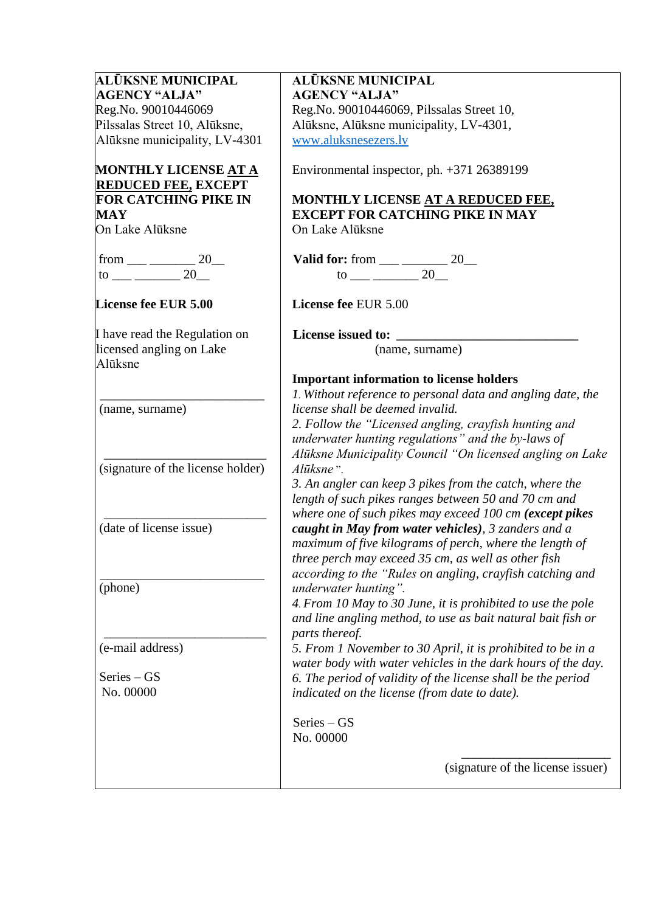| **ALŪKSNE MUNICIPAL AGENCY "ALJA"**<br>Reg.No. 90010446069<br>Pilssalas Street 10, Alūksne, Alūksne municipality, LV-4301<br><br>**MONTHLY LICENSE <u>AT A REDUCED FEE,</u> EXCEPT FOR CATCHING PIKE IN MAY**<br>On Lake Alūksne<br><br>from ___ _______ 20__<br>to ___ _______ 20__<br><br>**License fee EUR 5.00**<br><br>I have read the Regulation on licensed angling on Lake Alūksne<br><br>_________________________<br>(name, surname)<br><br>_________________________<br>(signature of the license holder)<br><br>_________________________<br>(date of license issue)<br><br>_________________________<br>(phone)<br><br>_________________________<br>(e-mail address)<br><br>Series – GS<br>No. 00000 | **ALŪKSNE MUNICIPAL AGENCY "ALJA"**<br>Reg.No. 90010446069, Pilssalas Street 10, Alūksne, Alūksne municipality, LV-4301, www.aluksnesezers.lv<br><br>Environmental inspector, ph. +371 26389199<br><br>**MONTHLY LICENSE <u>AT A REDUCED FEE,</u> EXCEPT FOR CATCHING PIKE IN MAY**<br>On Lake Alūksne<br><br>**Valid for:** from ___ _______ 20__<br>to ___ _______ 20__<br><br>**License fee** EUR 5.00<br><br>**License issued to:** ___________________________<br>(name, surname)<br><br>**Important information to license holders**<br>*1. Without reference to personal data and angling date, the license shall be deemed invalid.*<br>*2. Follow the "Licensed angling, crayfish hunting and underwater hunting regulations" and the by-laws of Alūksne Municipality Council "On licensed angling on Lake Alūksne".*<br>*3. An angler can keep 3 pikes from the catch, where the length of such pikes ranges between 50 and 70 cm and where one of such pikes may exceed 100 cm **(except pikes caught in May from water vehicles)**, 3 zanders and a maximum of five kilograms of perch, where the length of three perch may exceed 35 cm, as well as other fish according to the "Rules on angling, crayfish catching and underwater hunting".*<br>*4. From 10 May to 30 June, it is prohibited to use the pole and line angling method, to use as bait natural bait fish or parts thereof.*<br>*5. From 1 November to 30 April, it is prohibited to be in a water body with water vehicles in the dark hours of the day.*<br>*6. The period of validity of the license shall be the period indicated on the license (from date to date).*<br><br>Series – GS<br>No. 00000<br><br>_______________________<br>(signature of the license issuer) |
|---|---|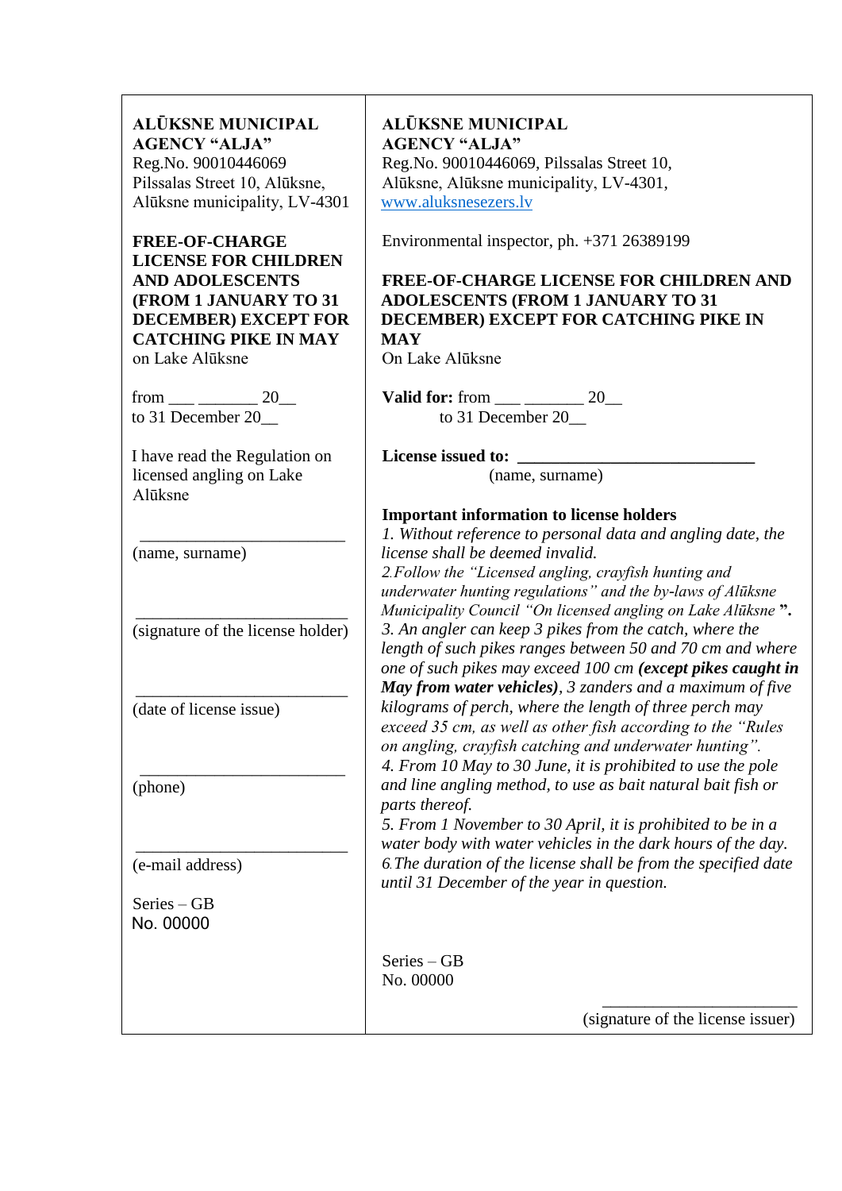| **ALŪKSNE MUNICIPAL AGENCY "ALJA"**<br>Reg.No. 90010446069<br>Pilssalas Street 10, Alūksne, Alūksne municipality, LV-4301<br><br>**FREE-OF-CHARGE LICENSE FOR CHILDREN AND ADOLESCENTS (FROM 1 JANUARY TO 31 DECEMBER) EXCEPT FOR CATCHING PIKE IN MAY**<br>on Lake Alūksne<br><br>from ___ _______ 20__<br>to 31 December 20__<br><br>I have read the Regulation on licensed angling on Lake Alūksne<br><br>________________________<br>(name, surname)<br><br>________________________<br>(signature of the license holder)<br><br>________________________<br>(date of license issue)<br><br>________________________<br>(phone)<br><br>________________________<br>(e-mail address)<br><br>Series – GB<br>No. 00000 | **ALŪKSNE MUNICIPAL AGENCY "ALJA"**<br>Reg.No. 90010446069, Pilssalas Street 10, Alūksne, Alūksne municipality, LV-4301,<br>www.aluksnesezers.lv<br><br>Environmental inspector, ph. +371 26389199<br><br>**FREE-OF-CHARGE LICENSE FOR CHILDREN AND ADOLESCENTS (FROM 1 JANUARY TO 31 DECEMBER) EXCEPT FOR CATCHING PIKE IN MAY**<br>On Lake Alūksne<br><br>**Valid for:** from ___ _______ 20__<br>to 31 December 20__<br><br>**License issued to:** ____________________________<br>(name, surname)<br><br>**Important information to license holders**<br>*1. Without reference to personal data and angling date, the license shall be deemed invalid.*<br>*2.Follow the "Licensed angling, crayfish hunting and underwater hunting regulations" and the by-laws of Alūksne Municipality Council "On licensed angling on Lake Alūksne* **".**<br>*3. An angler can keep 3 pikes from the catch, where the length of such pikes ranges between 50 and 70 cm and where one of such pikes may exceed 100 cm* ***(except pikes caught in May from water vehicles)****, 3 zanders and a maximum of five kilograms of perch, where the length of three perch may exceed 35 cm, as well as other fish according to the "Rules on angling, crayfish catching and underwater hunting".*<br>*4. From 10 May to 30 June, it is prohibited to use the pole and line angling method, to use as bait natural bait fish or parts thereof.*<br>*5. From 1 November to 30 April, it is prohibited to be in a water body with water vehicles in the dark hours of the day.*<br>*6.The duration of the license shall be from the specified date until 31 December of the year in question.*<br><br>Series – GB<br>No. 00000<br><br>________________________<br>(signature of the license issuer) |
|---|---|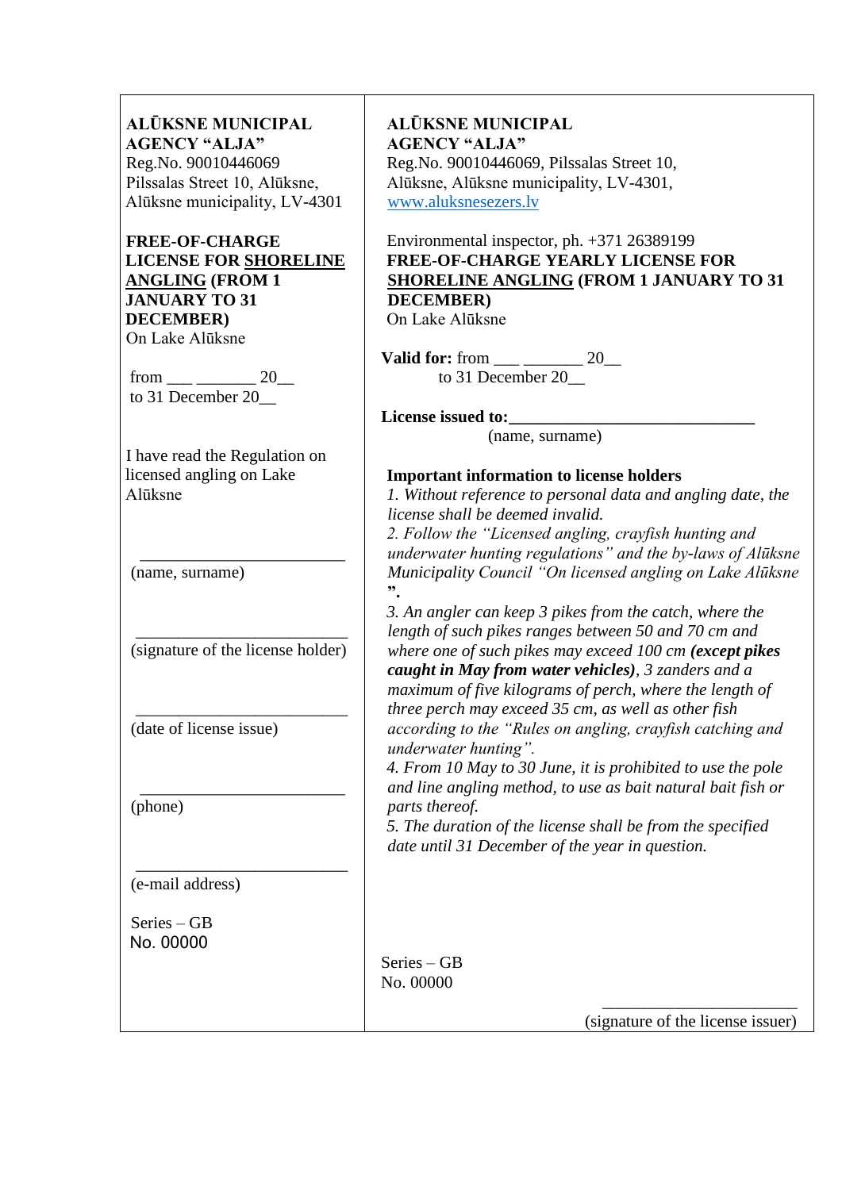**ALŪKSNE MUNICIPAL AGENCY "ALJA"**
Reg.No. 90010446069
Pilssalas Street 10, Alūksne,
Alūksne municipality, LV-4301

**FREE-OF-CHARGE LICENSE FOR SHORELINE ANGLING (FROM 1 JANUARY TO 31 DECEMBER)**
On Lake Alūksne

from ___ _______ 20__
to 31 December 20__

I have read the Regulation on licensed angling on Lake Alūksne

_________________________
(name, surname)

_________________________
(signature of the license holder)

_________________________
(date of license issue)

_________________________
(phone)

_________________________
(e-mail address)

Series – GB
No. 00000

---

**ALŪKSNE MUNICIPAL AGENCY "ALJA"**
Reg.No. 90010446069, Pilssalas Street 10,
Alūksne, Alūksne municipality, LV-4301,
www.aluksnesezers.lv

Environmental inspector, ph. +371 26389199
**FREE-OF-CHARGE YEARLY LICENSE FOR SHORELINE ANGLING (FROM 1 JANUARY TO 31 DECEMBER)**
On Lake Alūksne

**Valid for:** from ___ _______ 20__
to 31 December 20__

**License issued to:**_____________________________
(name, surname)

**Important information to license holders**

*1. Without reference to personal data and angling date, the license shall be deemed invalid.*

*2. Follow the "Licensed angling, crayfish hunting and underwater hunting regulations" and the by-laws of Alūksne Municipality Council "On licensed angling on Lake Alūksne ".*

*3. An angler can keep 3 pikes from the catch, where the length of such pikes ranges between 50 and 70 cm and where one of such pikes may exceed 100 cm **(except pikes caught in May from water vehicles)**, 3 zanders and a maximum of five kilograms of perch, where the length of three perch may exceed 35 cm, as well as other fish according to the "Rules on angling, crayfish catching and underwater hunting".*

*4. From 10 May to 30 June, it is prohibited to use the pole and line angling method, to use as bait natural bait fish or parts thereof.*

*5. The duration of the license shall be from the specified date until 31 December of the year in question.*

Series – GB
No. 00000

_________________________
(signature of the license issuer)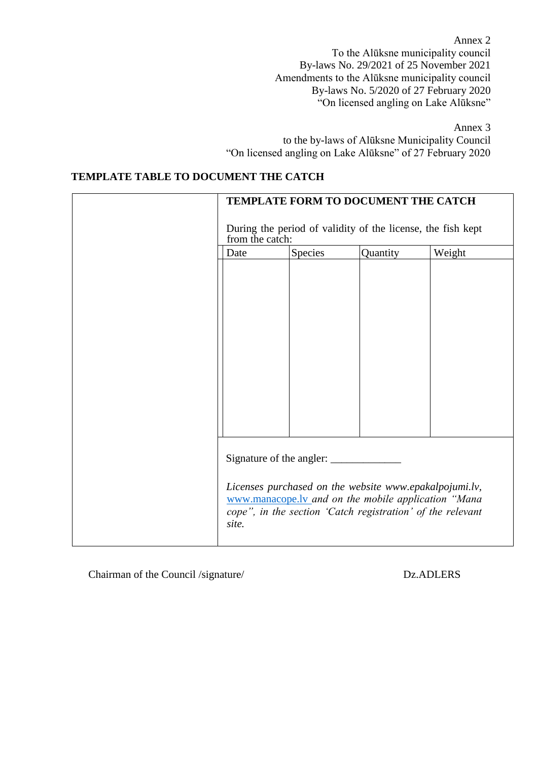Annex 2
To the Alūksne municipality council
By-laws No. 29/2021 of 25 November 2021
Amendments to the Alūksne municipality council
By-laws No. 5/2020 of 27 February 2020
"On licensed angling on Lake Alūksne"

Annex 3
to the by-laws of Alūksne Municipality Council
"On licensed angling on Lake Alūksne" of 27 February 2020

**TEMPLATE TABLE TO DOCUMENT THE CATCH**

**TEMPLATE FORM TO DOCUMENT THE CATCH**

During the period of validity of the license, the fish kept from the catch:

| Date | Species | Quantity | Weight |
|---|---|---|---|
| | | | |

Signature of the angler: _____________

*Licenses purchased on the website www.epakalpojumi.lv, www.manacope.lv and on the mobile application "Mana cope", in the section 'Catch registration' of the relevant site.*

Chairman of the Council /signature/ Dz.ADLERS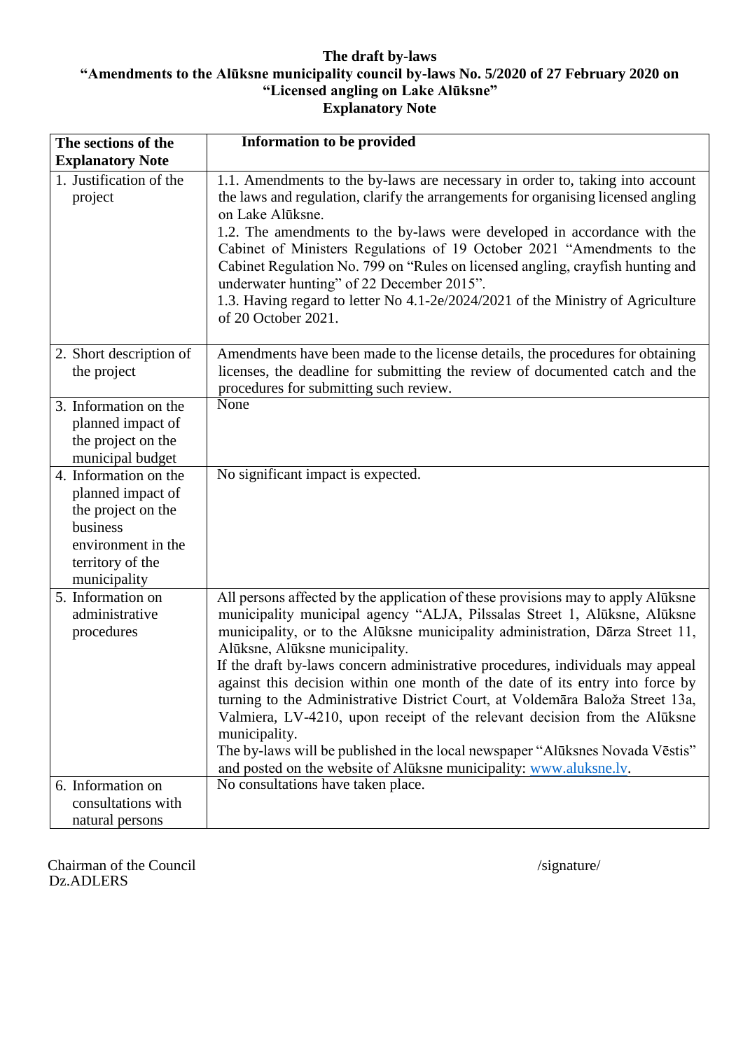**The draft by-laws**
**"Amendments to the Alūksne municipality council by-laws No. 5/2020 of 27 February 2020 on "Licensed angling on Lake Alūksne"**
**Explanatory Note**

| The sections of the Explanatory Note | Information to be provided |
|---|---|
| 1. Justification of the project | 1.1. Amendments to the by-laws are necessary in order to, taking into account the laws and regulation, clarify the arrangements for organising licensed angling on Lake Alūksne.<br>1.2. The amendments to the by-laws were developed in accordance with the Cabinet of Ministers Regulations of 19 October 2021 "Amendments to the Cabinet Regulation No. 799 on "Rules on licensed angling, crayfish hunting and underwater hunting" of 22 December 2015".<br>1.3. Having regard to letter No 4.1-2e/2024/2021 of the Ministry of Agriculture of 20 October 2021. |
| 2. Short description of the project | Amendments have been made to the license details, the procedures for obtaining licenses, the deadline for submitting the review of documented catch and the procedures for submitting such review. |
| 3. Information on the planned impact of the project on the municipal budget | None |
| 4. Information on the planned impact of the project on the business environment in the territory of the municipality | No significant impact is expected. |
| 5. Information on administrative procedures | All persons affected by the application of these provisions may to apply Alūksne municipality municipal agency "ALJA, Pilssalas Street 1, Alūksne, Alūksne municipality, or to the Alūksne municipality administration, Dārza Street 11, Alūksne, Alūksne municipality.<br>If the draft by-laws concern administrative procedures, individuals may appeal against this decision within one month of the date of its entry into force by turning to the Administrative District Court, at Voldemāra Baloža Street 13a, Valmiera, LV-4210, upon receipt of the relevant decision from the Alūksne municipality.<br>The by-laws will be published in the local newspaper "Alūksnes Novada Vēstis" and posted on the website of Alūksne municipality: www.aluksne.lv. |
| 6. Information on consultations with natural persons | No consultations have taken place. |

Chairman of the Council /signature/
Dz.ADLERS